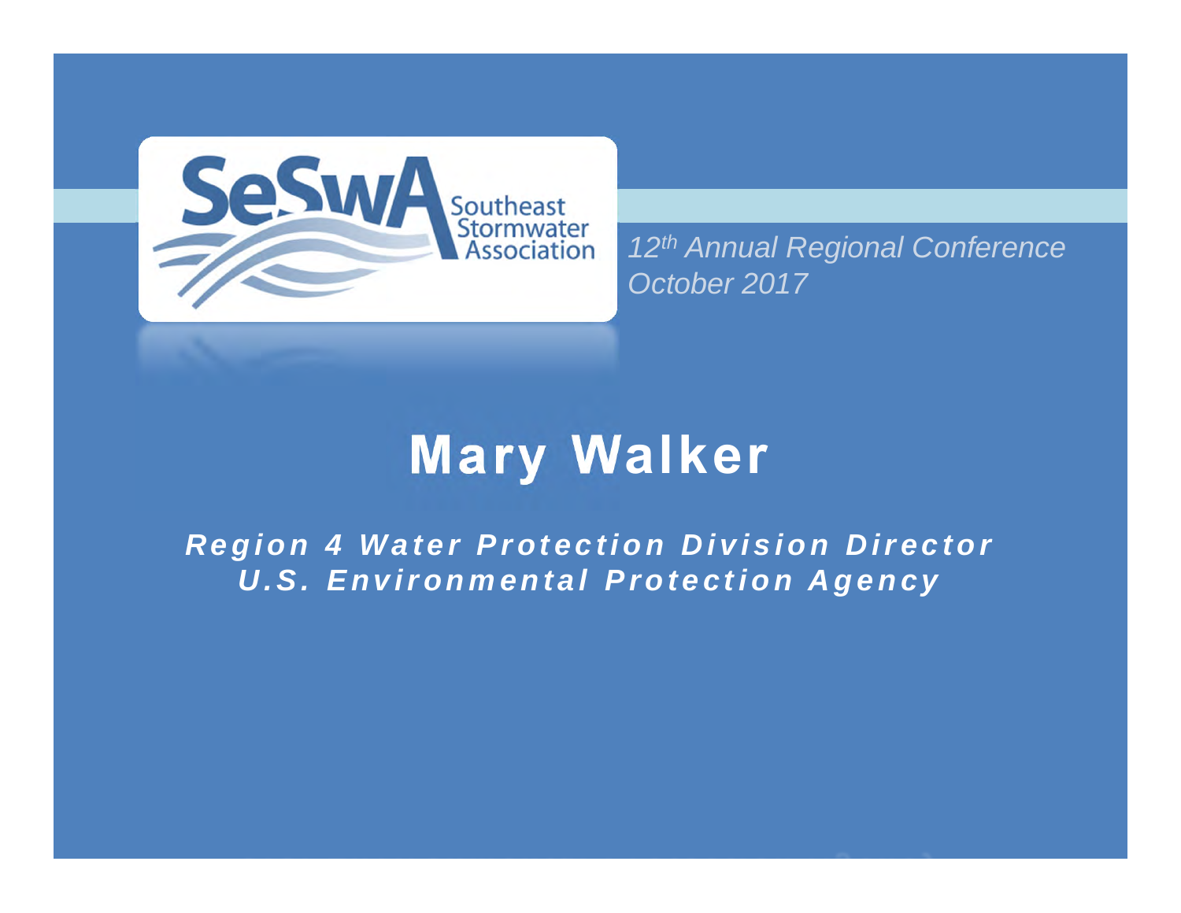SeSwA Southeast Stormwater Association

*12th Annual Regional Conference*
*October 2017*

# Mary Walker

***Region 4 Water Protection Division Director***
***U.S. Environmental Protection Agency***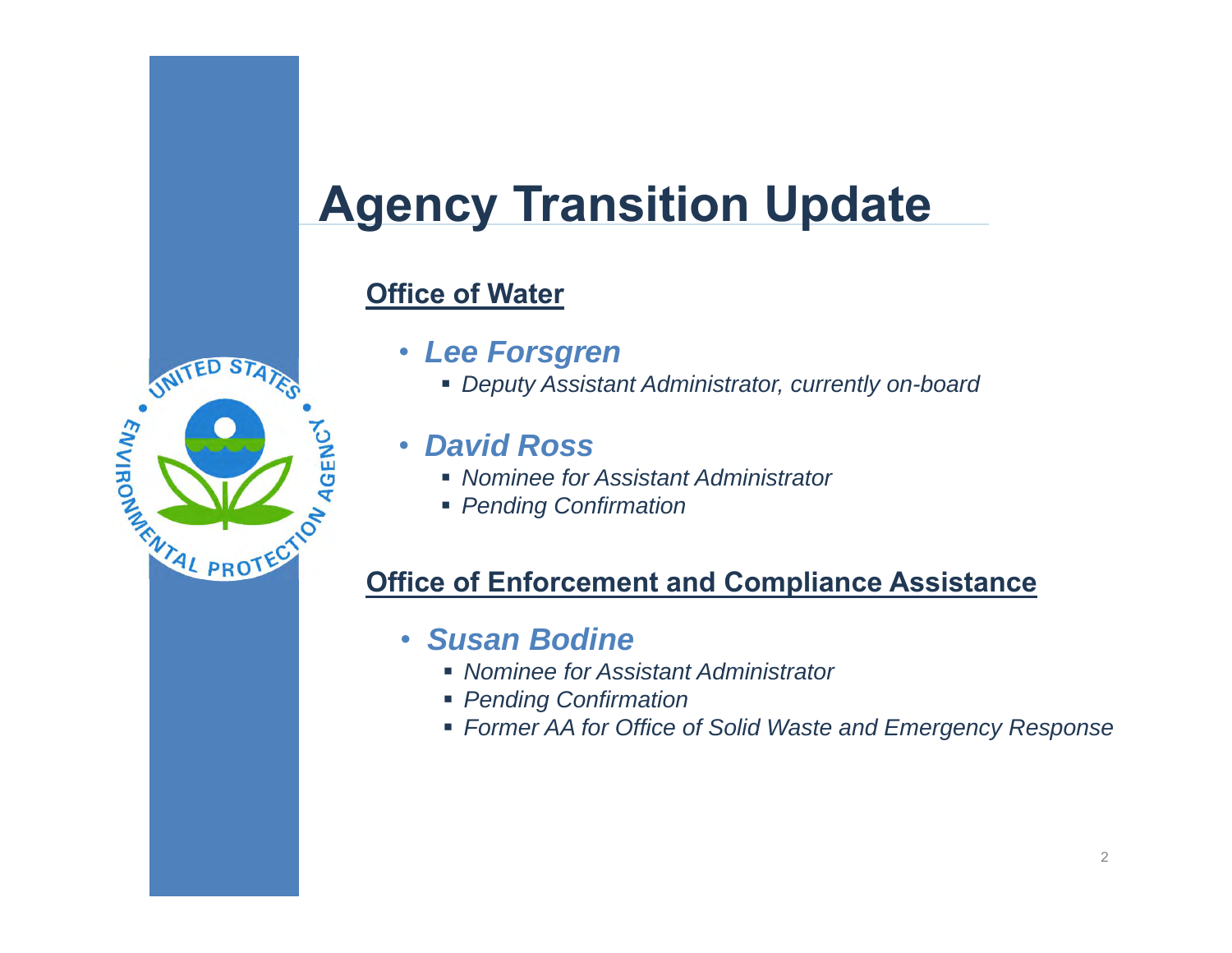# Agency Transition Update

## Office of Water

- ***Lee Forsgren***
  - *Deputy Assistant Administrator, currently on-board*
- ***David Ross***
  - *Nominee for Assistant Administrator*
  - *Pending Confirmation*

## Office of Enforcement and Compliance Assistance

- ***Susan Bodine***
  - *Nominee for Assistant Administrator*
  - *Pending Confirmation*
  - *Former AA for Office of Solid Waste and Emergency Response*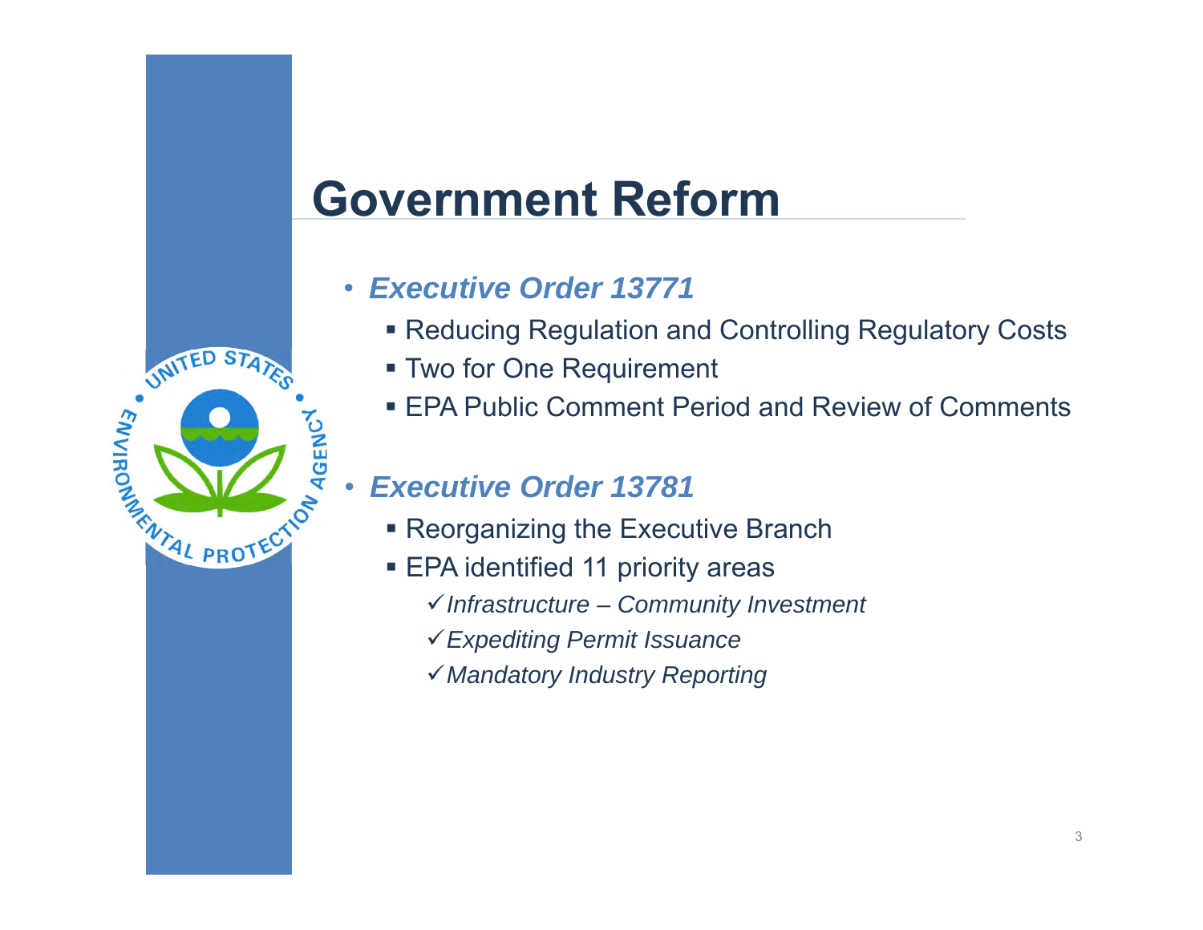# Government Reform

- ***Executive Order 13771***
  - Reducing Regulation and Controlling Regulatory Costs
  - Two for One Requirement
  - EPA Public Comment Period and Review of Comments

- ***Executive Order 13781***
  - Reorganizing the Executive Branch
  - EPA identified 11 priority areas
    - ✓ *Infrastructure – Community Investment*
    - ✓ *Expediting Permit Issuance*
    - ✓ *Mandatory Industry Reporting*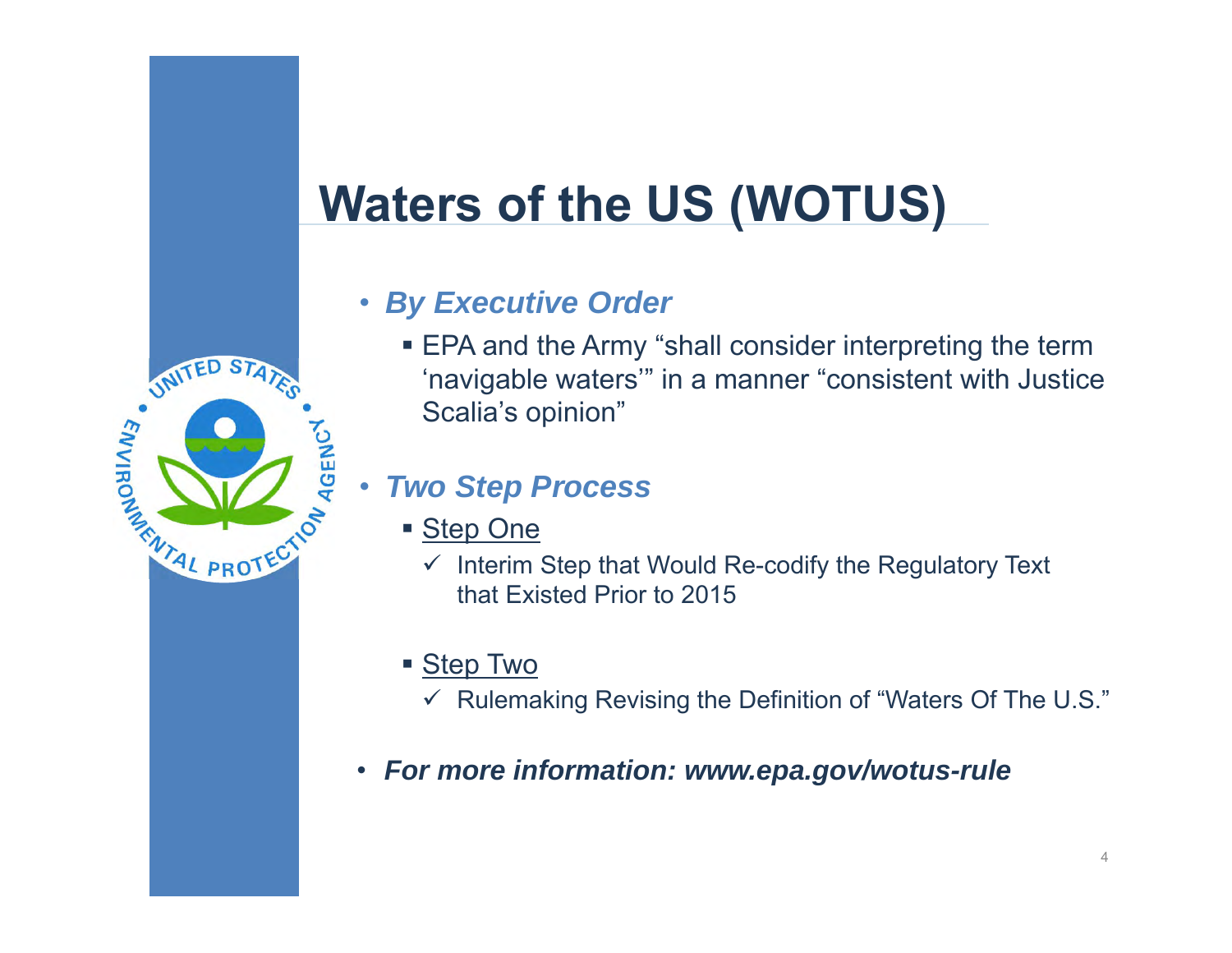# Waters of the US (WOTUS)

- ***By Executive Order***
  - EPA and the Army "shall consider interpreting the term 'navigable waters'" in a manner "consistent with Justice Scalia's opinion"

- ***Two Step Process***
  - Step One
    - ✓ Interim Step that Would Re-codify the Regulatory Text that Existed Prior to 2015
  - Step Two
    - ✓ Rulemaking Revising the Definition of "Waters Of The U.S."

- ***For more information: www.epa.gov/wotus-rule***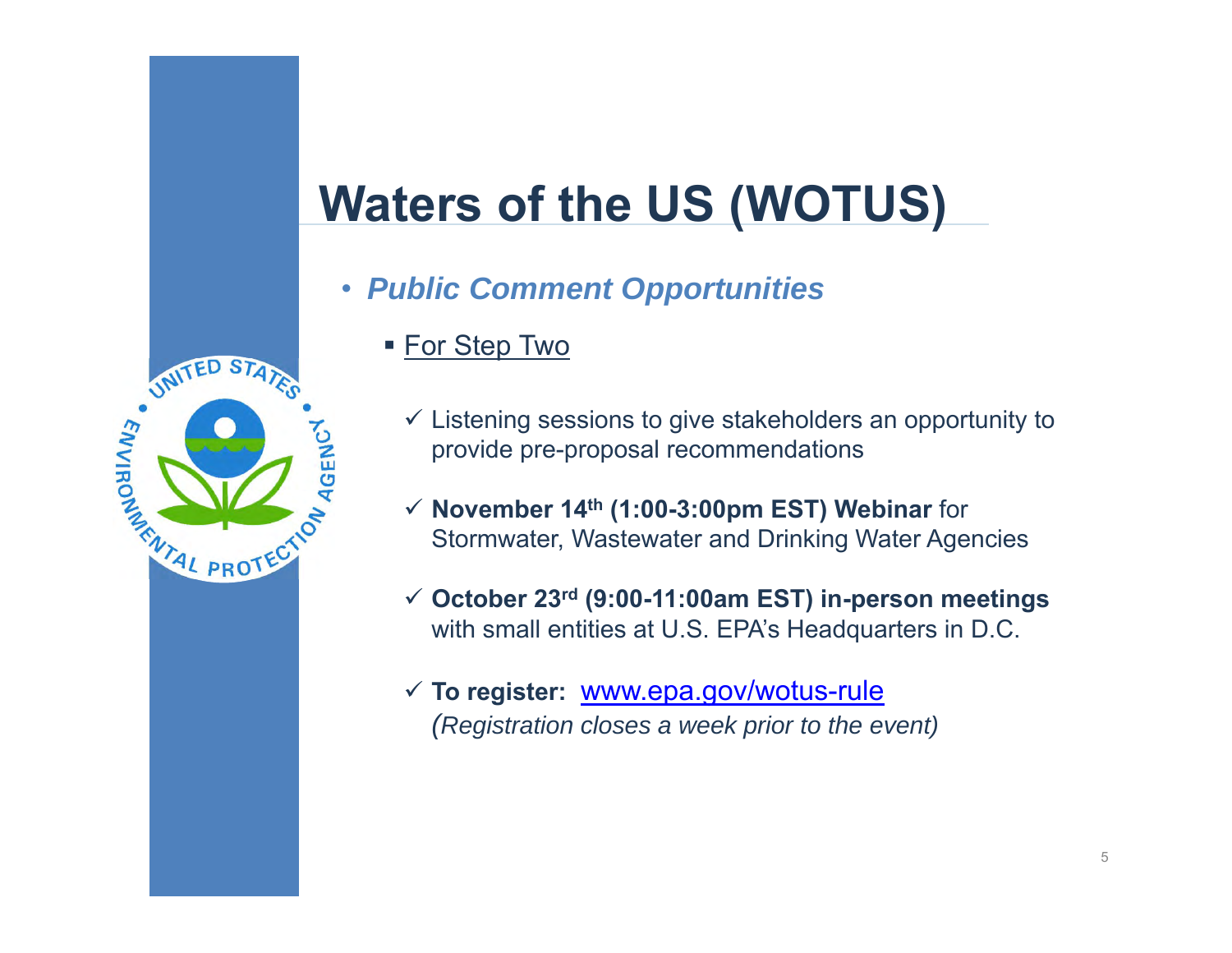# Waters of the US (WOTUS)

- ***Public Comment Opportunities***
  - For Step Two
    - ✓ Listening sessions to give stakeholders an opportunity to provide pre-proposal recommendations
    - ✓ **November 14th (1:00-3:00pm EST) Webinar** for Stormwater, Wastewater and Drinking Water Agencies
    - ✓ **October 23rd (9:00-11:00am EST) in-person meetings** with small entities at U.S. EPA's Headquarters in D.C.
    - ✓ **To register:** www.epa.gov/wotus-rule
      *(Registration closes a week prior to the event)*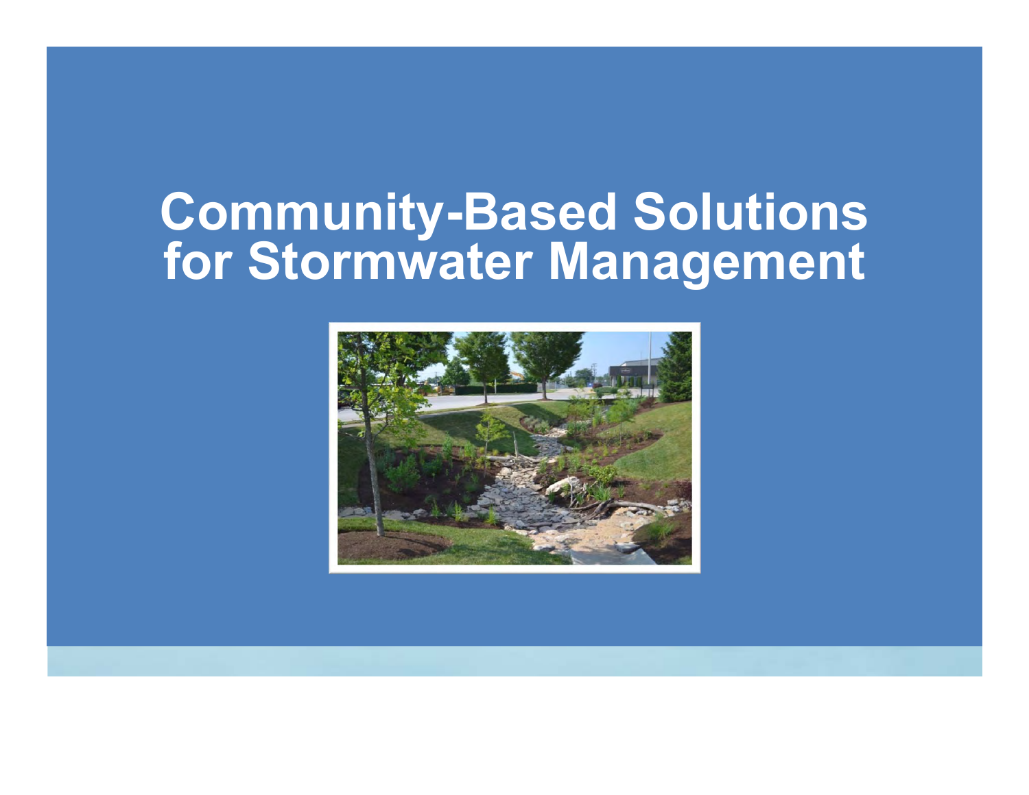# Community-Based Solutions for Stormwater Management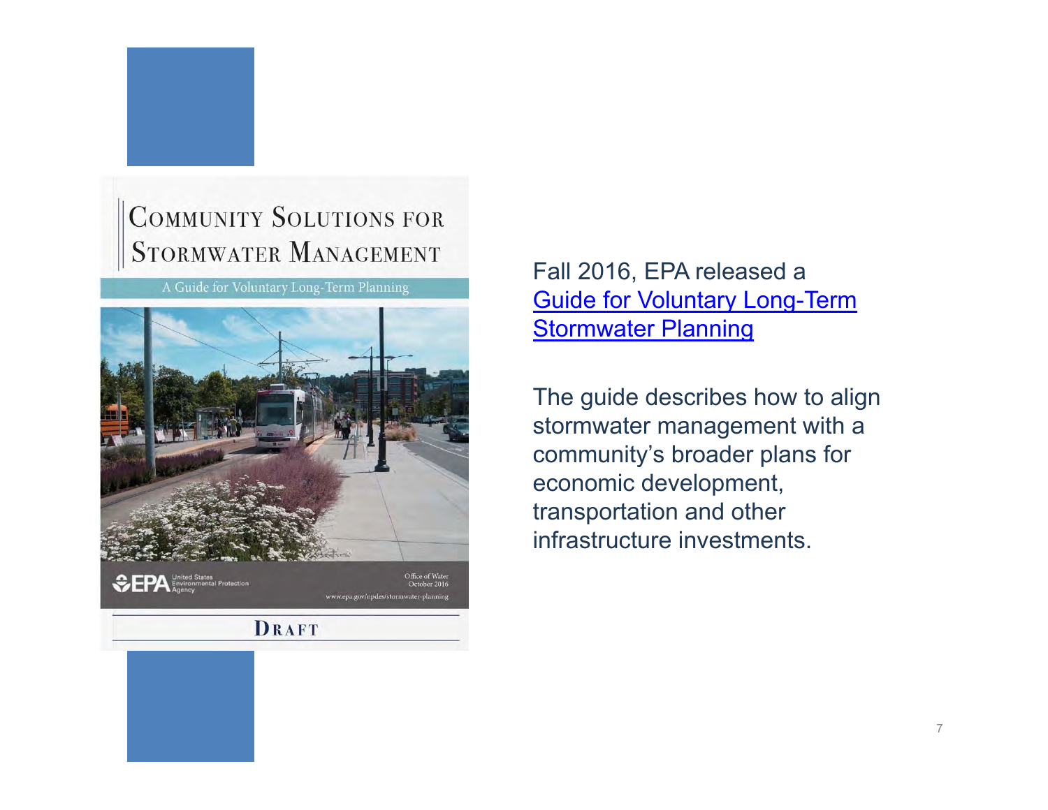Community Solutions for Stormwater Management

A Guide for Voluntary Long-Term Planning

EPA United States Environmental Protection Agency

Office of Water
October 2016
www.epa.gov/npdes/stormwater-planning

DRAFT

Fall 2016, EPA released a Guide for Voluntary Long-Term Stormwater Planning

The guide describes how to align stormwater management with a community's broader plans for economic development, transportation and other infrastructure investments.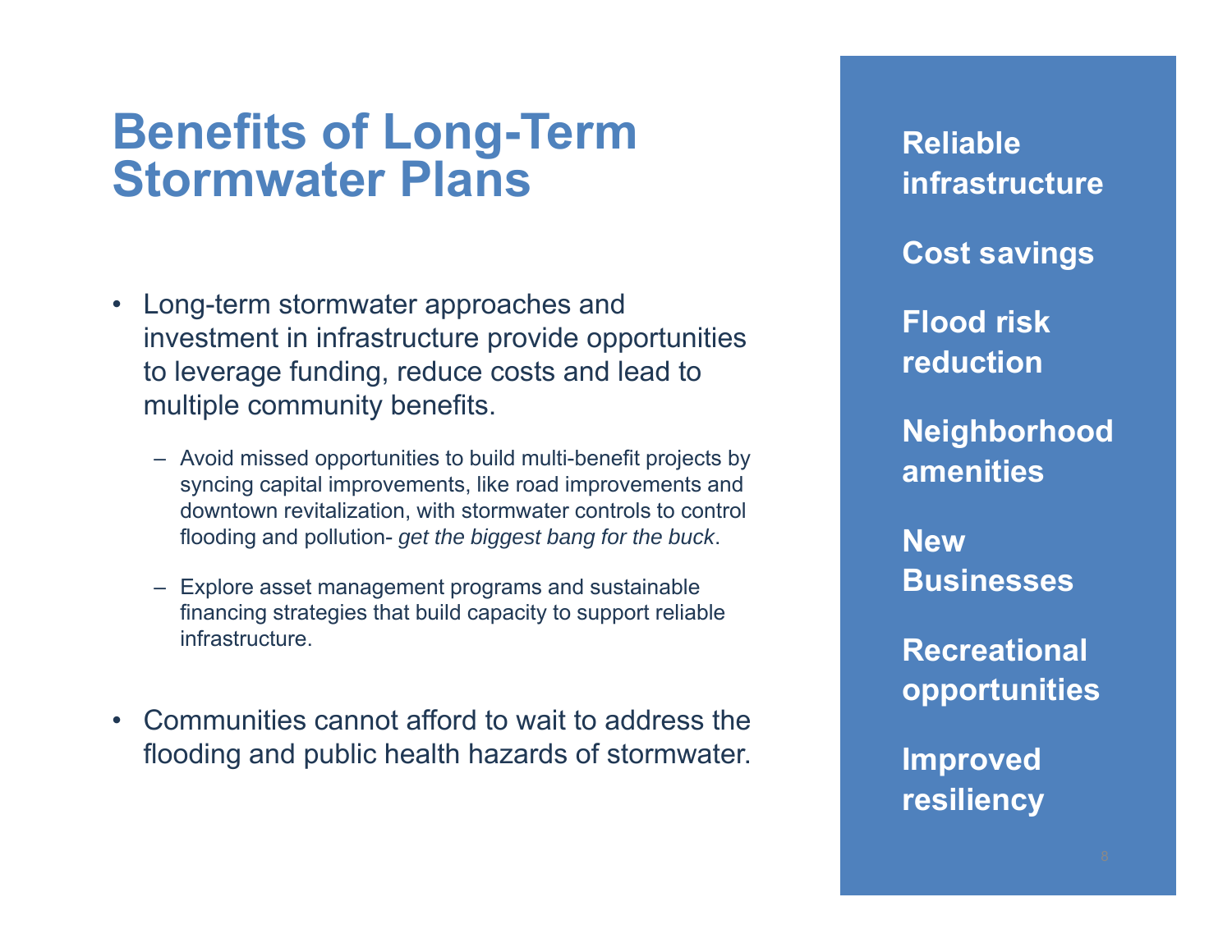# Benefits of Long-Term Stormwater Plans

- Long-term stormwater approaches and investment in infrastructure provide opportunities to leverage funding, reduce costs and lead to multiple community benefits.
  - Avoid missed opportunities to build multi-benefit projects by syncing capital improvements, like road improvements and downtown revitalization, with stormwater controls to control flooding and pollution- *get the biggest bang for the buck*.
  - Explore asset management programs and sustainable financing strategies that build capacity to support reliable infrastructure.
- Communities cannot afford to wait to address the flooding and public health hazards of stormwater.

**Reliable infrastructure**

**Cost savings**

**Flood risk reduction**

**Neighborhood amenities**

**New Businesses**

**Recreational opportunities**

**Improved resiliency**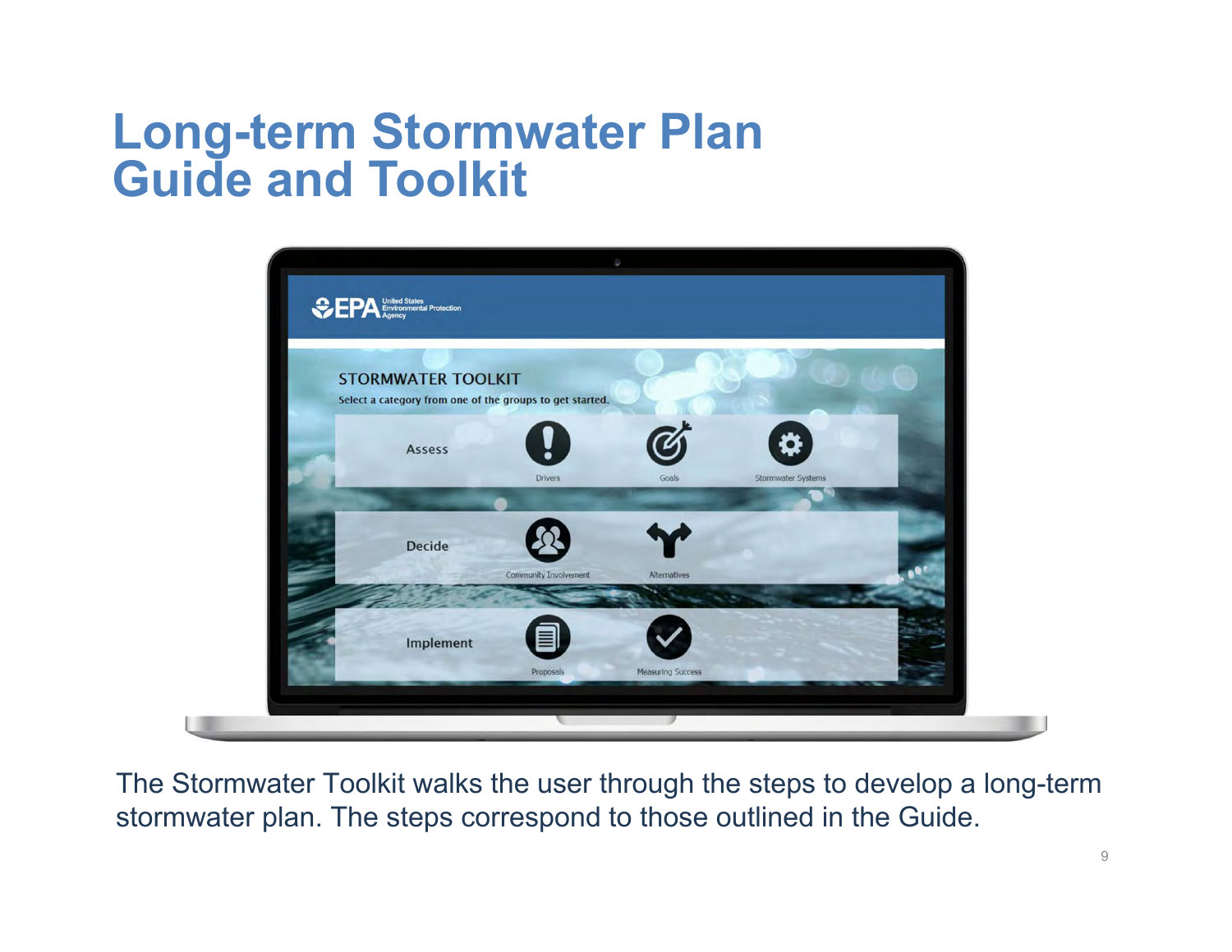# Long-term Stormwater Plan Guide and Toolkit

The Stormwater Toolkit walks the user through the steps to develop a long-term stormwater plan. The steps correspond to those outlined in the Guide.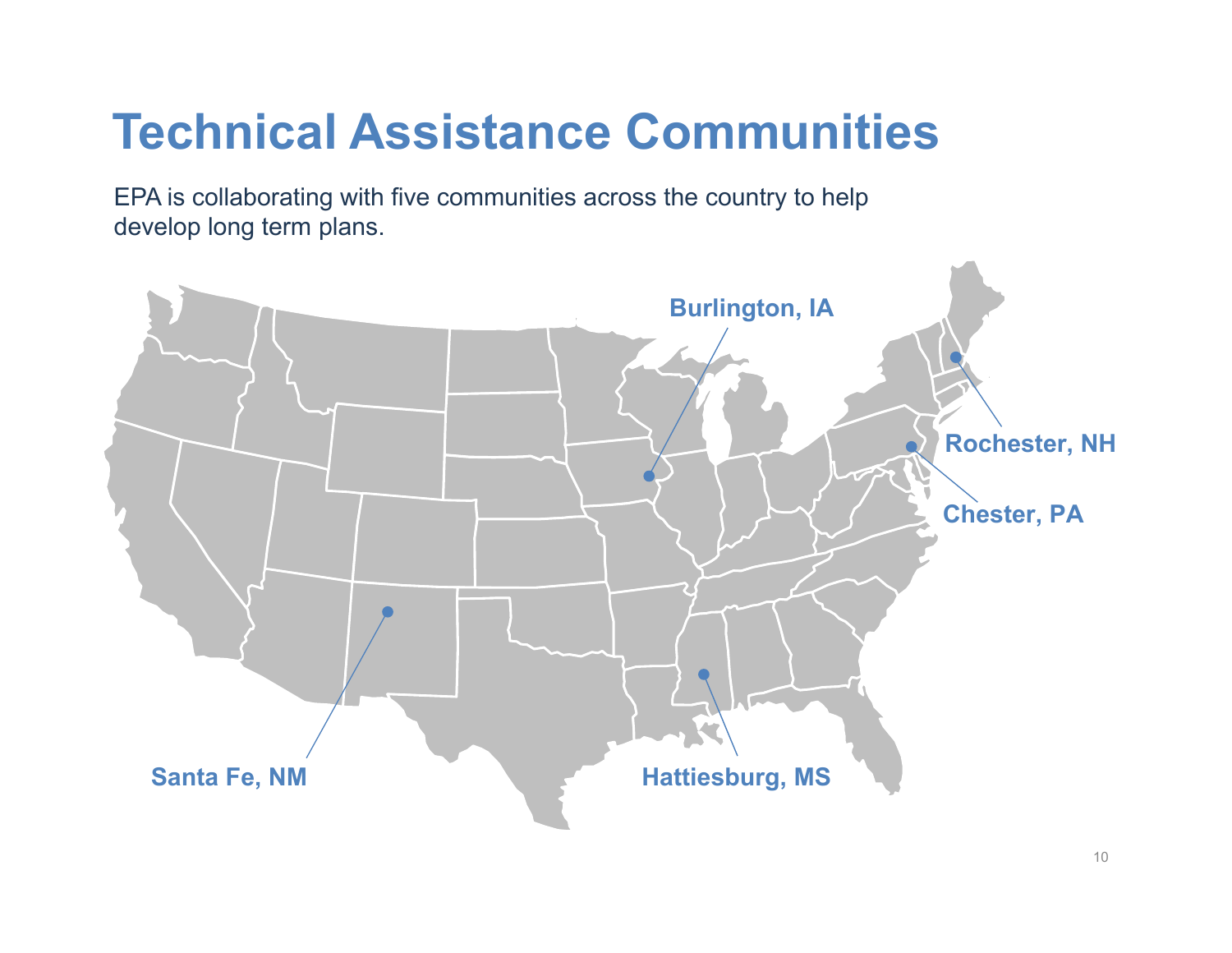# Technical Assistance Communities

EPA is collaborating with five communities across the country to help develop long term plans.

Burlington, IA

Rochester, NH

Chester, PA

Santa Fe, NM

Hattiesburg, MS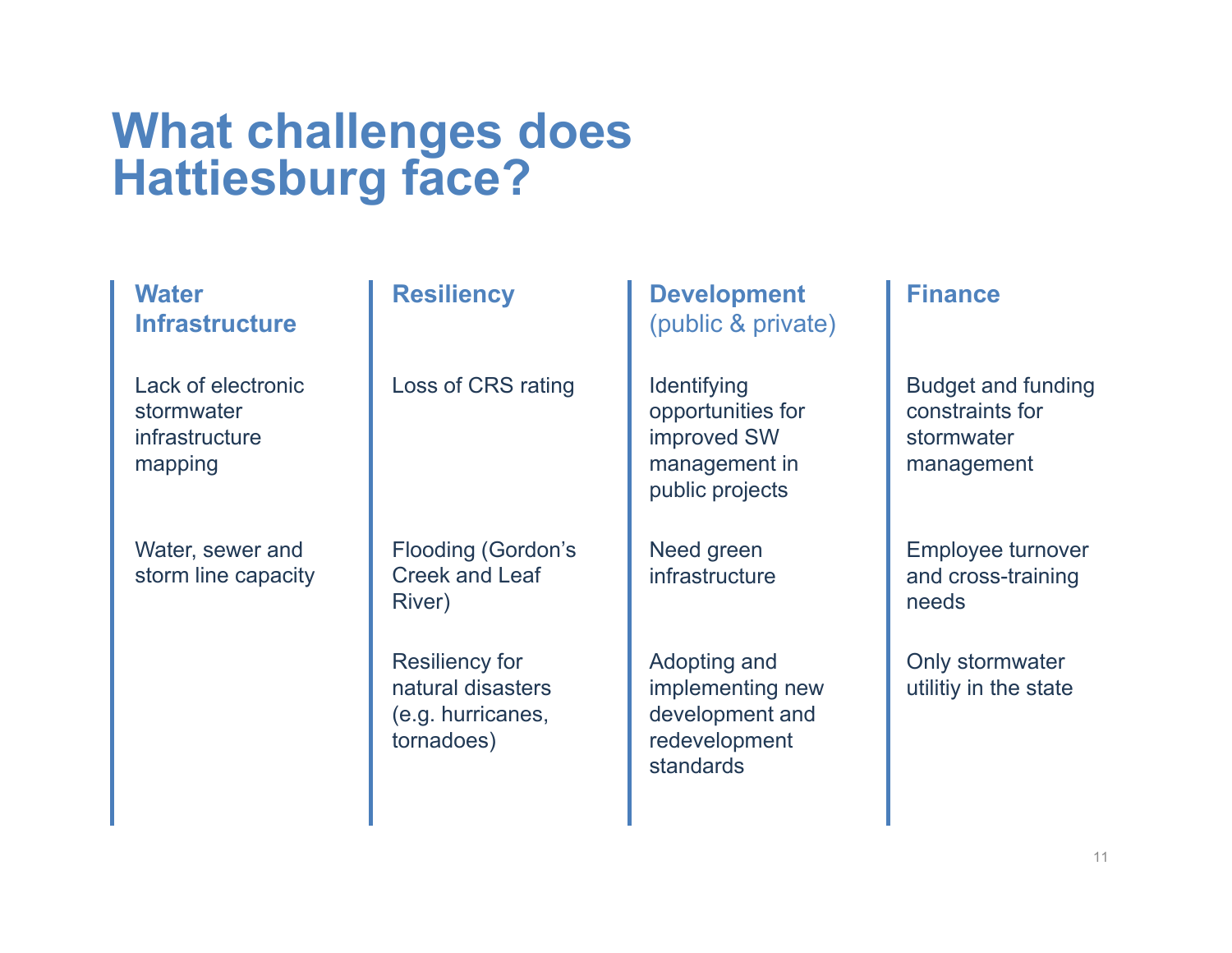# What challenges does Hattiesburg face?

## Water Infrastructure

Lack of electronic stormwater infrastructure mapping

Water, sewer and storm line capacity

## Resiliency

Loss of CRS rating

Flooding (Gordon's Creek and Leaf River)

Resiliency for natural disasters (e.g. hurricanes, tornadoes)

## Development (public & private)

Identifying opportunities for improved SW management in public projects

Need green infrastructure

Adopting and implementing new development and redevelopment standards

## Finance

Budget and funding constraints for stormwater management

Employee turnover and cross-training needs

Only stormwater utilitiy in the state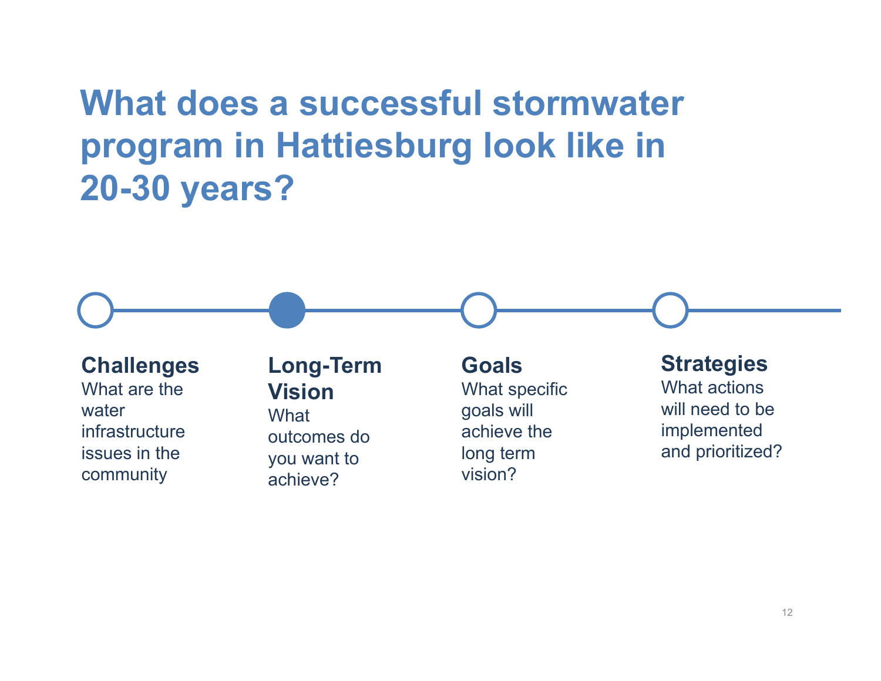# What does a successful stormwater program in Hattiesburg look like in 20-30 years?

**Challenges**
What are the water infrastructure issues in the community

**Long-Term Vision**
What outcomes do you want to achieve?

**Goals**
What specific goals will achieve the long term vision?

**Strategies**
What actions will need to be implemented and prioritized?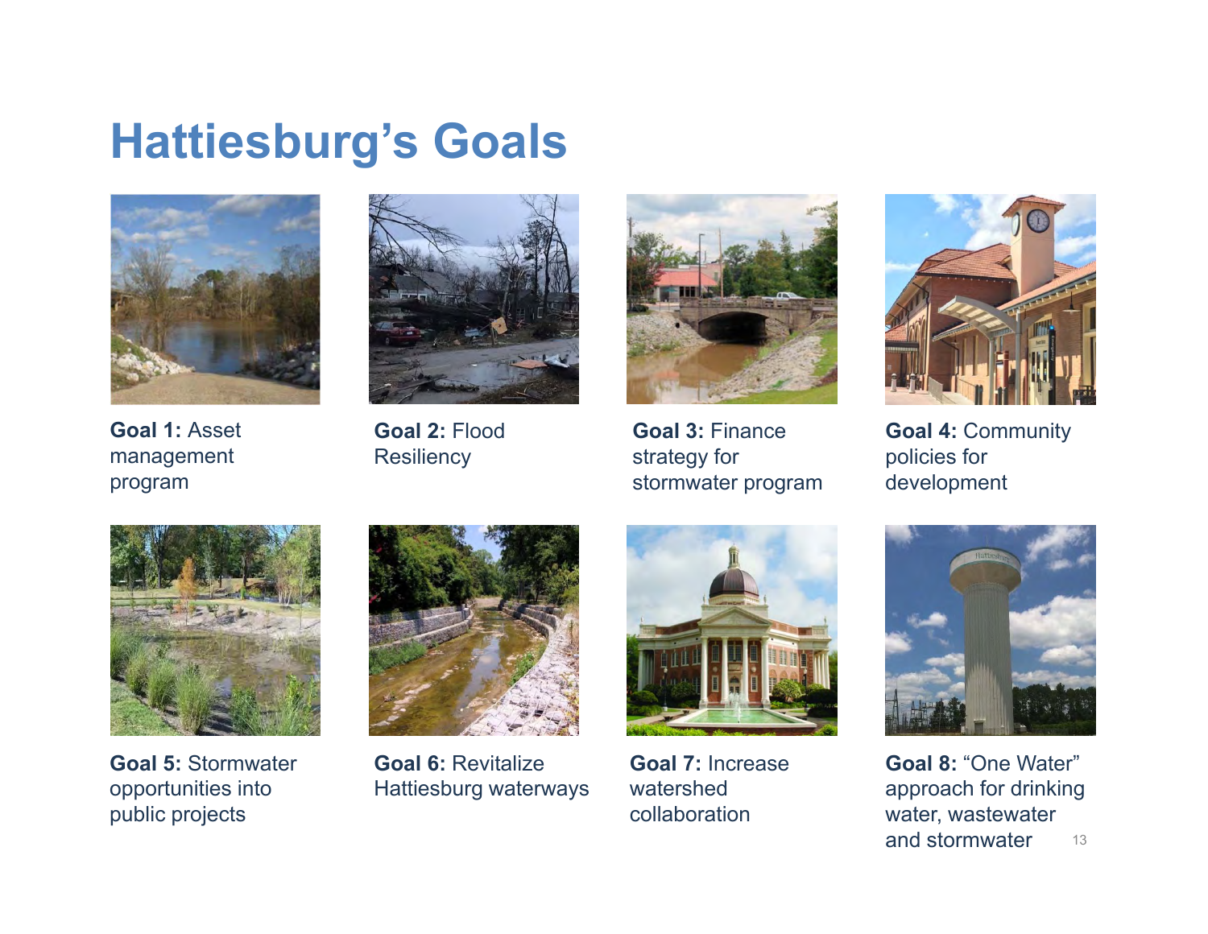# Hattiesburg's Goals

**Goal 1:** Asset management program

**Goal 2:** Flood Resiliency

**Goal 3:** Finance strategy for stormwater program

**Goal 4:** Community policies for development

**Goal 5:** Stormwater opportunities into public projects

**Goal 6:** Revitalize Hattiesburg waterways

**Goal 7:** Increase watershed collaboration

**Goal 8:** "One Water" approach for drinking water, wastewater and stormwater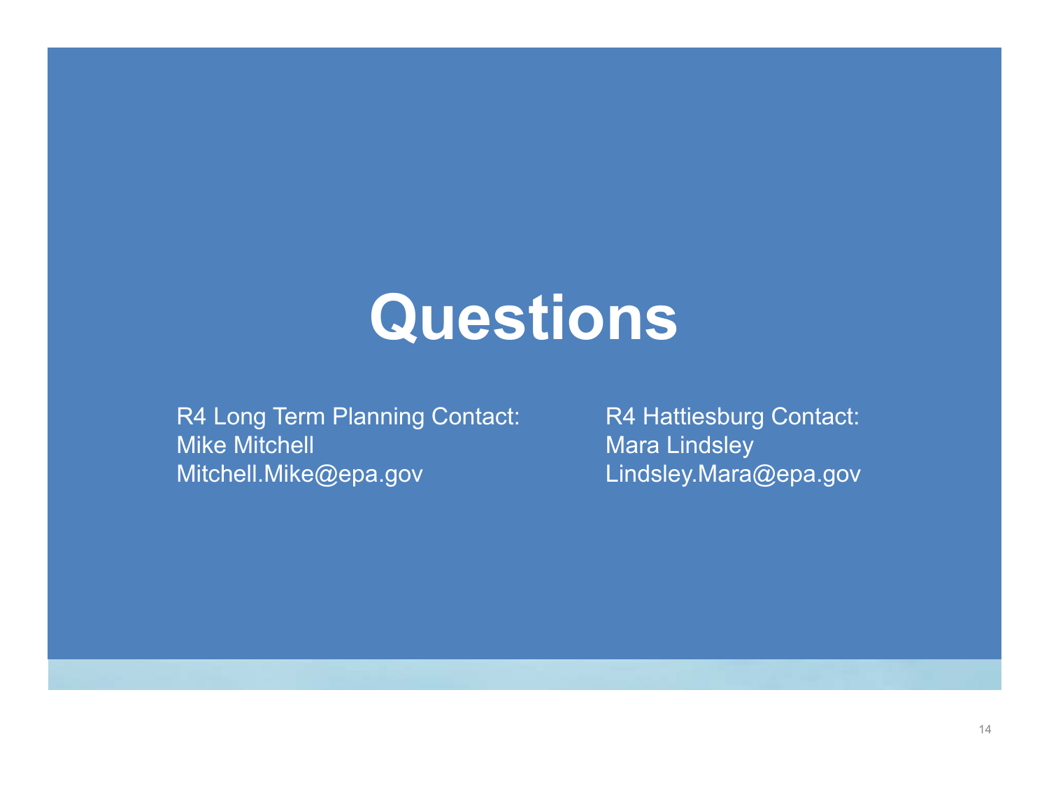# Questions

R4 Long Term Planning Contact:
Mike Mitchell
Mitchell.Mike@epa.gov

R4 Hattiesburg Contact:
Mara Lindsley
Lindsley.Mara@epa.gov